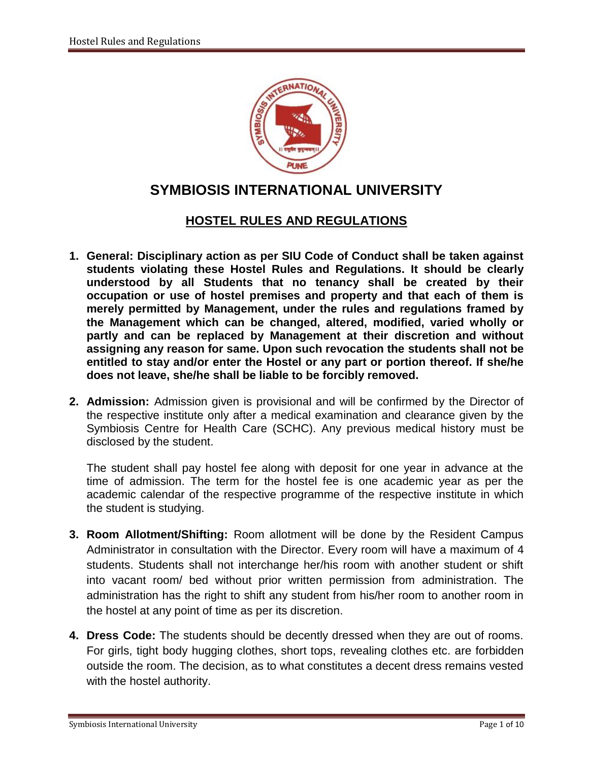# SYMBIOSIS INTERNATIONAL UNIVERSITY

## HOSTEL RULES AND REGULATIONS

1. **General: Disciplinary action as per SIU Code of Conduct shall be taken against students violating these Hostel Rules and Regulations. It should be clearly understood by all Students that no tenancy shall be created by their occupation or use of hostel premises and property and that each of them is merely permitted by Management, under the rules and regulations framed by the Management which can be changed, altered, modified, varied wholly or partly and can be replaced by Management at their discretion and without assigning any reason for same. Upon such revocation the students shall not be entitled to stay and/or enter the Hostel or any part or portion thereof. If she/he does not leave, she/he shall be liable to be forcibly removed.**

2. **Admission:** Admission given is provisional and will be confirmed by the Director of the respective institute only after a medical examination and clearance given by the Symbiosis Centre for Health Care (SCHC). Any previous medical history must be disclosed by the student.

   The student shall pay hostel fee along with deposit for one year in advance at the time of admission. The term for the hostel fee is one academic year as per the academic calendar of the respective programme of the respective institute in which the student is studying.

3. **Room Allotment/Shifting:** Room allotment will be done by the Resident Campus Administrator in consultation with the Director. Every room will have a maximum of 4 students. Students shall not interchange her/his room with another student or shift into vacant room/ bed without prior written permission from administration. The administration has the right to shift any student from his/her room to another room in the hostel at any point of time as per its discretion.

4. **Dress Code:** The students should be decently dressed when they are out of rooms. For girls, tight body hugging clothes, short tops, revealing clothes etc. are forbidden outside the room. The decision, as to what constitutes a decent dress remains vested with the hostel authority.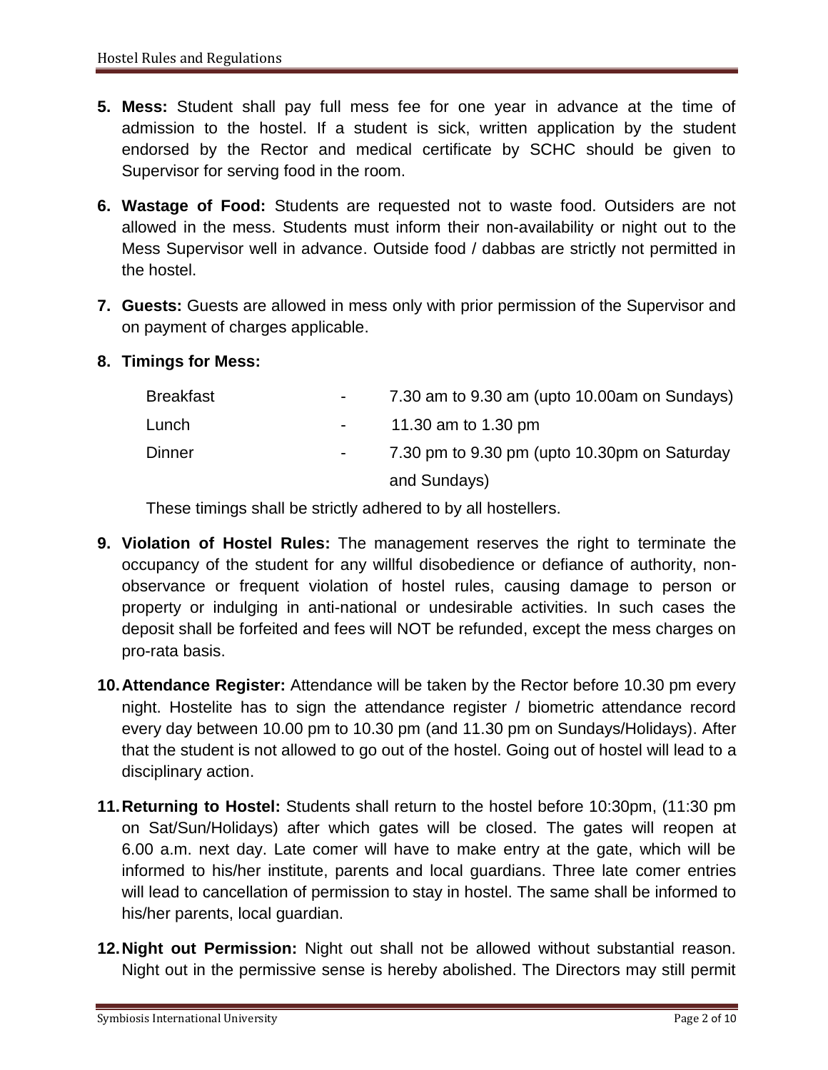5. **Mess:** Student shall pay full mess fee for one year in advance at the time of admission to the hostel. If a student is sick, written application by the student endorsed by the Rector and medical certificate by SCHC should be given to Supervisor for serving food in the room.

6. **Wastage of Food:** Students are requested not to waste food. Outsiders are not allowed in the mess. Students must inform their non-availability or night out to the Mess Supervisor well in advance. Outside food / dabbas are strictly not permitted in the hostel.

7. **Guests:** Guests are allowed in mess only with prior permission of the Supervisor and on payment of charges applicable.

8. **Timings for Mess:**

   | | | |
   |---|---|---|
   | Breakfast | - | 7.30 am to 9.30 am (upto 10.00am on Sundays) |
   | Lunch | - | 11.30 am to 1.30 pm |
   | Dinner | - | 7.30 pm to 9.30 pm (upto 10.30pm on Saturday and Sundays) |

   These timings shall be strictly adhered to by all hostellers.

9. **Violation of Hostel Rules:** The management reserves the right to terminate the occupancy of the student for any willful disobedience or defiance of authority, non-observance or frequent violation of hostel rules, causing damage to person or property or indulging in anti-national or undesirable activities. In such cases the deposit shall be forfeited and fees will NOT be refunded, except the mess charges on pro-rata basis.

10. **Attendance Register:** Attendance will be taken by the Rector before 10.30 pm every night. Hostelite has to sign the attendance register / biometric attendance record every day between 10.00 pm to 10.30 pm (and 11.30 pm on Sundays/Holidays). After that the student is not allowed to go out of the hostel. Going out of hostel will lead to a disciplinary action.

11. **Returning to Hostel:** Students shall return to the hostel before 10:30pm, (11:30 pm on Sat/Sun/Holidays) after which gates will be closed. The gates will reopen at 6.00 a.m. next day. Late comer will have to make entry at the gate, which will be informed to his/her institute, parents and local guardians. Three late comer entries will lead to cancellation of permission to stay in hostel. The same shall be informed to his/her parents, local guardian.

12. **Night out Permission:** Night out shall not be allowed without substantial reason. Night out in the permissive sense is hereby abolished. The Directors may still permit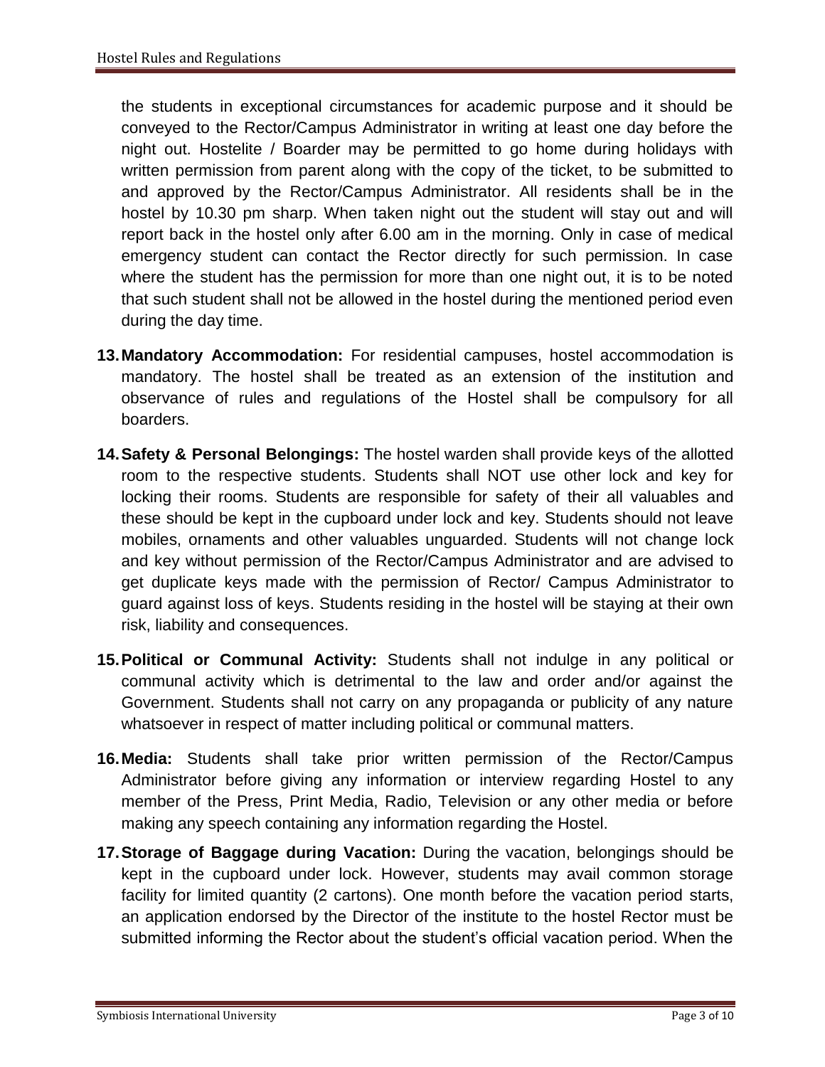the students in exceptional circumstances for academic purpose and it should be conveyed to the Rector/Campus Administrator in writing at least one day before the night out. Hostelite / Boarder may be permitted to go home during holidays with written permission from parent along with the copy of the ticket, to be submitted to and approved by the Rector/Campus Administrator. All residents shall be in the hostel by 10.30 pm sharp. When taken night out the student will stay out and will report back in the hostel only after 6.00 am in the morning. Only in case of medical emergency student can contact the Rector directly for such permission. In case where the student has the permission for more than one night out, it is to be noted that such student shall not be allowed in the hostel during the mentioned period even during the day time.

13. **Mandatory Accommodation:** For residential campuses, hostel accommodation is mandatory. The hostel shall be treated as an extension of the institution and observance of rules and regulations of the Hostel shall be compulsory for all boarders.

14. **Safety & Personal Belongings:** The hostel warden shall provide keys of the allotted room to the respective students. Students shall NOT use other lock and key for locking their rooms. Students are responsible for safety of their all valuables and these should be kept in the cupboard under lock and key. Students should not leave mobiles, ornaments and other valuables unguarded. Students will not change lock and key without permission of the Rector/Campus Administrator and are advised to get duplicate keys made with the permission of Rector/ Campus Administrator to guard against loss of keys. Students residing in the hostel will be staying at their own risk, liability and consequences.

15. **Political or Communal Activity:** Students shall not indulge in any political or communal activity which is detrimental to the law and order and/or against the Government. Students shall not carry on any propaganda or publicity of any nature whatsoever in respect of matter including political or communal matters.

16. **Media:** Students shall take prior written permission of the Rector/Campus Administrator before giving any information or interview regarding Hostel to any member of the Press, Print Media, Radio, Television or any other media or before making any speech containing any information regarding the Hostel.

17. **Storage of Baggage during Vacation:** During the vacation, belongings should be kept in the cupboard under lock. However, students may avail common storage facility for limited quantity (2 cartons). One month before the vacation period starts, an application endorsed by the Director of the institute to the hostel Rector must be submitted informing the Rector about the student's official vacation period. When the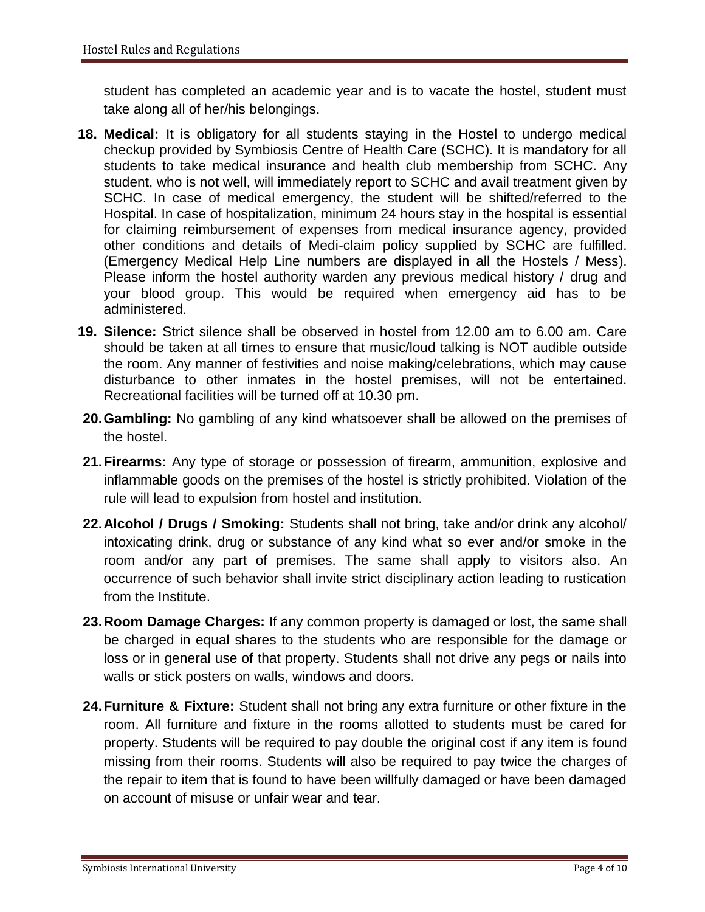student has completed an academic year and is to vacate the hostel, student must take along all of her/his belongings.

18. **Medical:** It is obligatory for all students staying in the Hostel to undergo medical checkup provided by Symbiosis Centre of Health Care (SCHC). It is mandatory for all students to take medical insurance and health club membership from SCHC. Any student, who is not well, will immediately report to SCHC and avail treatment given by SCHC. In case of medical emergency, the student will be shifted/referred to the Hospital. In case of hospitalization, minimum 24 hours stay in the hospital is essential for claiming reimbursement of expenses from medical insurance agency, provided other conditions and details of Medi-claim policy supplied by SCHC are fulfilled. (Emergency Medical Help Line numbers are displayed in all the Hostels / Mess). Please inform the hostel authority warden any previous medical history / drug and your blood group. This would be required when emergency aid has to be administered.

19. **Silence:** Strict silence shall be observed in hostel from 12.00 am to 6.00 am. Care should be taken at all times to ensure that music/loud talking is NOT audible outside the room. Any manner of festivities and noise making/celebrations, which may cause disturbance to other inmates in the hostel premises, will not be entertained. Recreational facilities will be turned off at 10.30 pm.

20. **Gambling:** No gambling of any kind whatsoever shall be allowed on the premises of the hostel.

21. **Firearms:** Any type of storage or possession of firearm, ammunition, explosive and inflammable goods on the premises of the hostel is strictly prohibited. Violation of the rule will lead to expulsion from hostel and institution.

22. **Alcohol / Drugs / Smoking:** Students shall not bring, take and/or drink any alcohol/ intoxicating drink, drug or substance of any kind what so ever and/or smoke in the room and/or any part of premises. The same shall apply to visitors also. An occurrence of such behavior shall invite strict disciplinary action leading to rustication from the Institute.

23. **Room Damage Charges:** If any common property is damaged or lost, the same shall be charged in equal shares to the students who are responsible for the damage or loss or in general use of that property. Students shall not drive any pegs or nails into walls or stick posters on walls, windows and doors.

24. **Furniture & Fixture:** Student shall not bring any extra furniture or other fixture in the room. All furniture and fixture in the rooms allotted to students must be cared for property. Students will be required to pay double the original cost if any item is found missing from their rooms. Students will also be required to pay twice the charges of the repair to item that is found to have been willfully damaged or have been damaged on account of misuse or unfair wear and tear.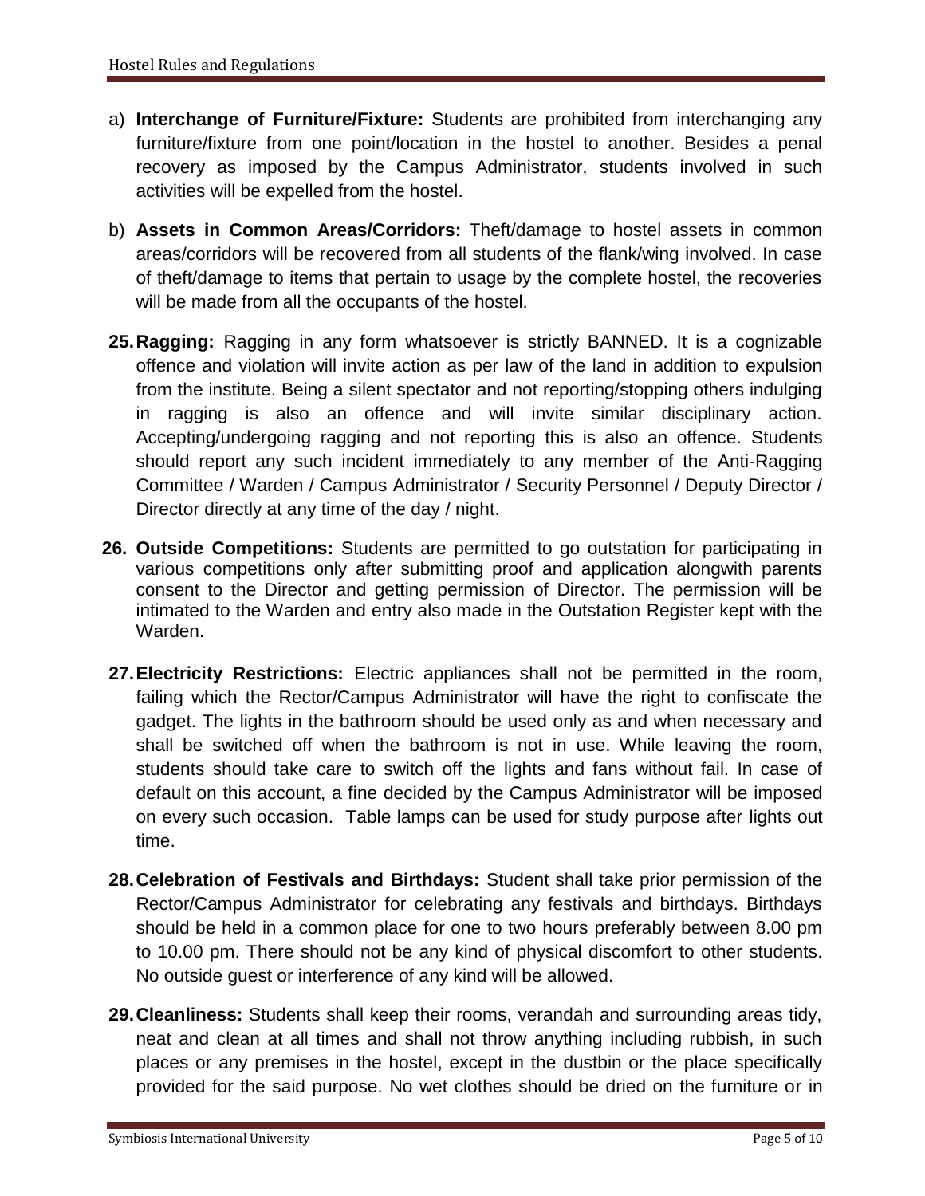a) **Interchange of Furniture/Fixture:** Students are prohibited from interchanging any furniture/fixture from one point/location in the hostel to another. Besides a penal recovery as imposed by the Campus Administrator, students involved in such activities will be expelled from the hostel.

b) **Assets in Common Areas/Corridors:** Theft/damage to hostel assets in common areas/corridors will be recovered from all students of the flank/wing involved. In case of theft/damage to items that pertain to usage by the complete hostel, the recoveries will be made from all the occupants of the hostel.

25. **Ragging:** Ragging in any form whatsoever is strictly BANNED. It is a cognizable offence and violation will invite action as per law of the land in addition to expulsion from the institute. Being a silent spectator and not reporting/stopping others indulging in ragging is also an offence and will invite similar disciplinary action. Accepting/undergoing ragging and not reporting this is also an offence. Students should report any such incident immediately to any member of the Anti-Ragging Committee / Warden / Campus Administrator / Security Personnel / Deputy Director / Director directly at any time of the day / night.

26. **Outside Competitions:** Students are permitted to go outstation for participating in various competitions only after submitting proof and application alongwith parents consent to the Director and getting permission of Director. The permission will be intimated to the Warden and entry also made in the Outstation Register kept with the Warden.

27. **Electricity Restrictions:** Electric appliances shall not be permitted in the room, failing which the Rector/Campus Administrator will have the right to confiscate the gadget. The lights in the bathroom should be used only as and when necessary and shall be switched off when the bathroom is not in use. While leaving the room, students should take care to switch off the lights and fans without fail. In case of default on this account, a fine decided by the Campus Administrator will be imposed on every such occasion. Table lamps can be used for study purpose after lights out time.

28. **Celebration of Festivals and Birthdays:** Student shall take prior permission of the Rector/Campus Administrator for celebrating any festivals and birthdays. Birthdays should be held in a common place for one to two hours preferably between 8.00 pm to 10.00 pm. There should not be any kind of physical discomfort to other students. No outside guest or interference of any kind will be allowed.

29. **Cleanliness:** Students shall keep their rooms, verandah and surrounding areas tidy, neat and clean at all times and shall not throw anything including rubbish, in such places or any premises in the hostel, except in the dustbin or the place specifically provided for the said purpose. No wet clothes should be dried on the furniture or in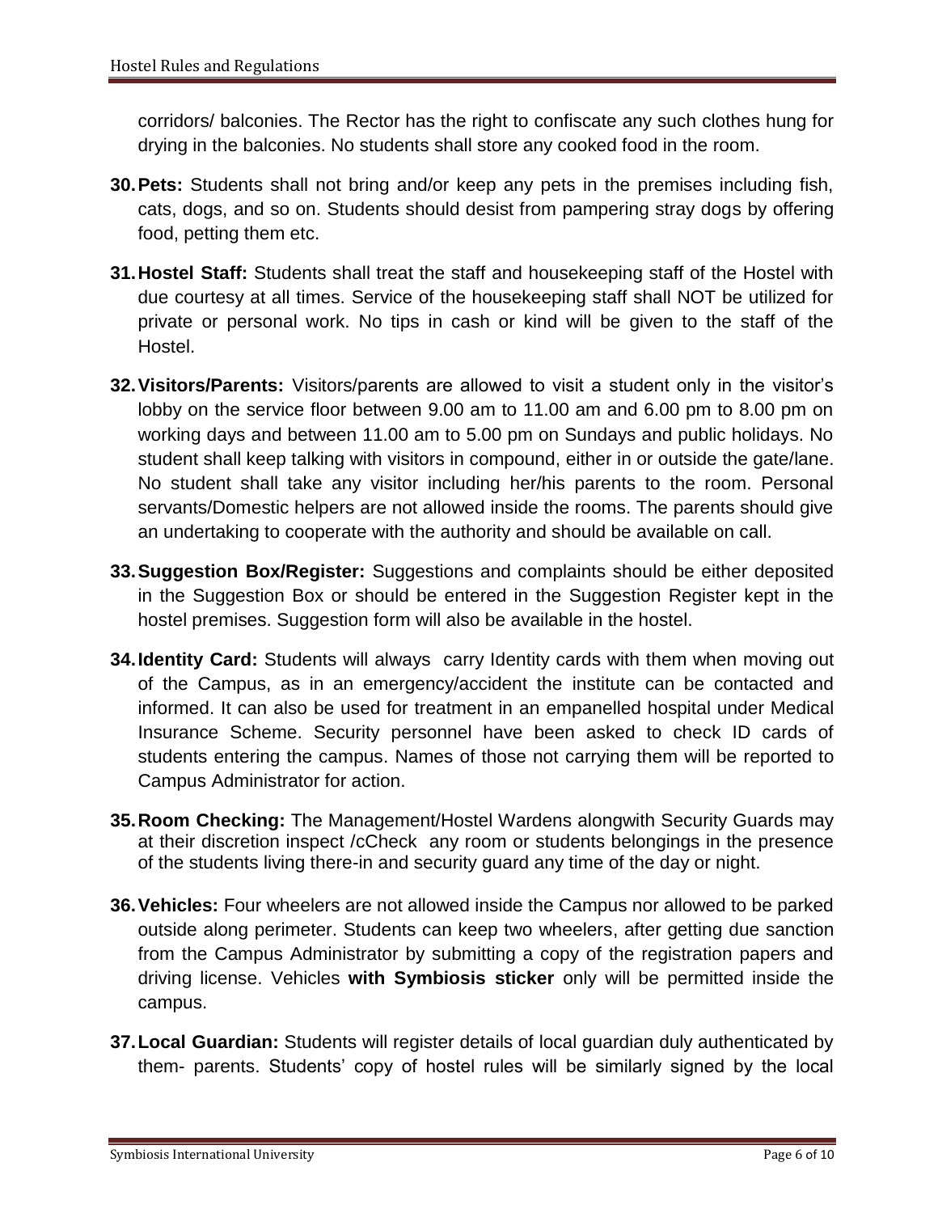corridors/ balconies. The Rector has the right to confiscate any such clothes hung for drying in the balconies. No students shall store any cooked food in the room.

30. **Pets:** Students shall not bring and/or keep any pets in the premises including fish, cats, dogs, and so on. Students should desist from pampering stray dogs by offering food, petting them etc.

31. **Hostel Staff:** Students shall treat the staff and housekeeping staff of the Hostel with due courtesy at all times. Service of the housekeeping staff shall NOT be utilized for private or personal work. No tips in cash or kind will be given to the staff of the Hostel.

32. **Visitors/Parents:** Visitors/parents are allowed to visit a student only in the visitor's lobby on the service floor between 9.00 am to 11.00 am and 6.00 pm to 8.00 pm on working days and between 11.00 am to 5.00 pm on Sundays and public holidays. No student shall keep talking with visitors in compound, either in or outside the gate/lane. No student shall take any visitor including her/his parents to the room. Personal servants/Domestic helpers are not allowed inside the rooms. The parents should give an undertaking to cooperate with the authority and should be available on call.

33. **Suggestion Box/Register:** Suggestions and complaints should be either deposited in the Suggestion Box or should be entered in the Suggestion Register kept in the hostel premises. Suggestion form will also be available in the hostel.

34. **Identity Card:** Students will always carry Identity cards with them when moving out of the Campus, as in an emergency/accident the institute can be contacted and informed. It can also be used for treatment in an empanelled hospital under Medical Insurance Scheme. Security personnel have been asked to check ID cards of students entering the campus. Names of those not carrying them will be reported to Campus Administrator for action.

35. **Room Checking:** The Management/Hostel Wardens alongwith Security Guards may at their discretion inspect /cCheck any room or students belongings in the presence of the students living there-in and security guard any time of the day or night.

36. **Vehicles:** Four wheelers are not allowed inside the Campus nor allowed to be parked outside along perimeter. Students can keep two wheelers, after getting due sanction from the Campus Administrator by submitting a copy of the registration papers and driving license. Vehicles **with Symbiosis sticker** only will be permitted inside the campus.

37. **Local Guardian:** Students will register details of local guardian duly authenticated by them- parents. Students' copy of hostel rules will be similarly signed by the local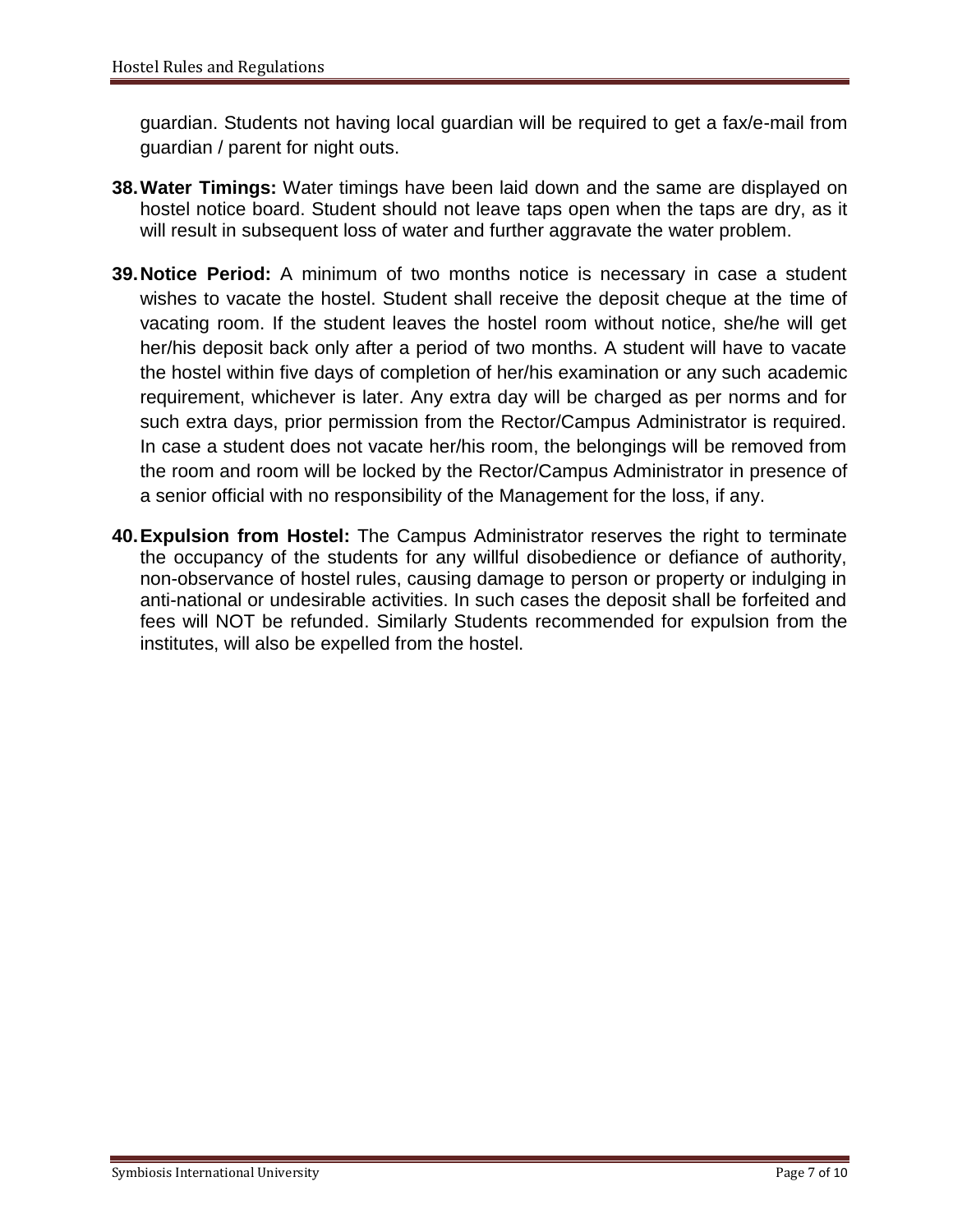guardian. Students not having local guardian will be required to get a fax/e-mail from guardian / parent for night outs.

38. **Water Timings:** Water timings have been laid down and the same are displayed on hostel notice board. Student should not leave taps open when the taps are dry, as it will result in subsequent loss of water and further aggravate the water problem.

39. **Notice Period:** A minimum of two months notice is necessary in case a student wishes to vacate the hostel. Student shall receive the deposit cheque at the time of vacating room. If the student leaves the hostel room without notice, she/he will get her/his deposit back only after a period of two months. A student will have to vacate the hostel within five days of completion of her/his examination or any such academic requirement, whichever is later. Any extra day will be charged as per norms and for such extra days, prior permission from the Rector/Campus Administrator is required. In case a student does not vacate her/his room, the belongings will be removed from the room and room will be locked by the Rector/Campus Administrator in presence of a senior official with no responsibility of the Management for the loss, if any.

40. **Expulsion from Hostel:** The Campus Administrator reserves the right to terminate the occupancy of the students for any willful disobedience or defiance of authority, non-observance of hostel rules, causing damage to person or property or indulging in anti-national or undesirable activities. In such cases the deposit shall be forfeited and fees will NOT be refunded. Similarly Students recommended for expulsion from the institutes, will also be expelled from the hostel.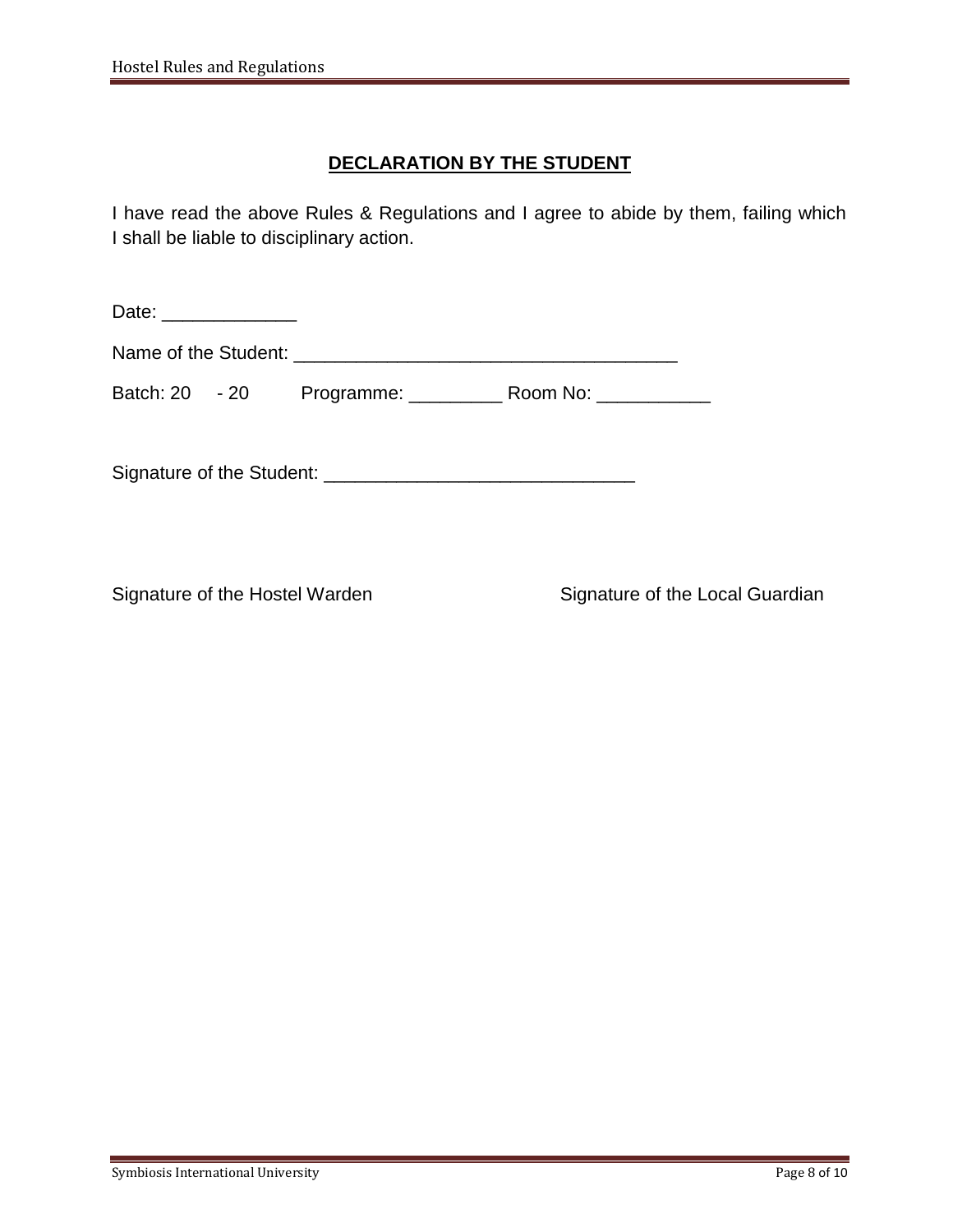## DECLARATION BY THE STUDENT

I have read the above Rules & Regulations and I agree to abide by them, failing which I shall be liable to disciplinary action.

Date: _____________

Name of the Student: _____________________________________

Batch: 20 - 20 Programme: _________ Room No: ___________

Signature of the Student: _____________________________

Signature of the Hostel Warden Signature of the Local Guardian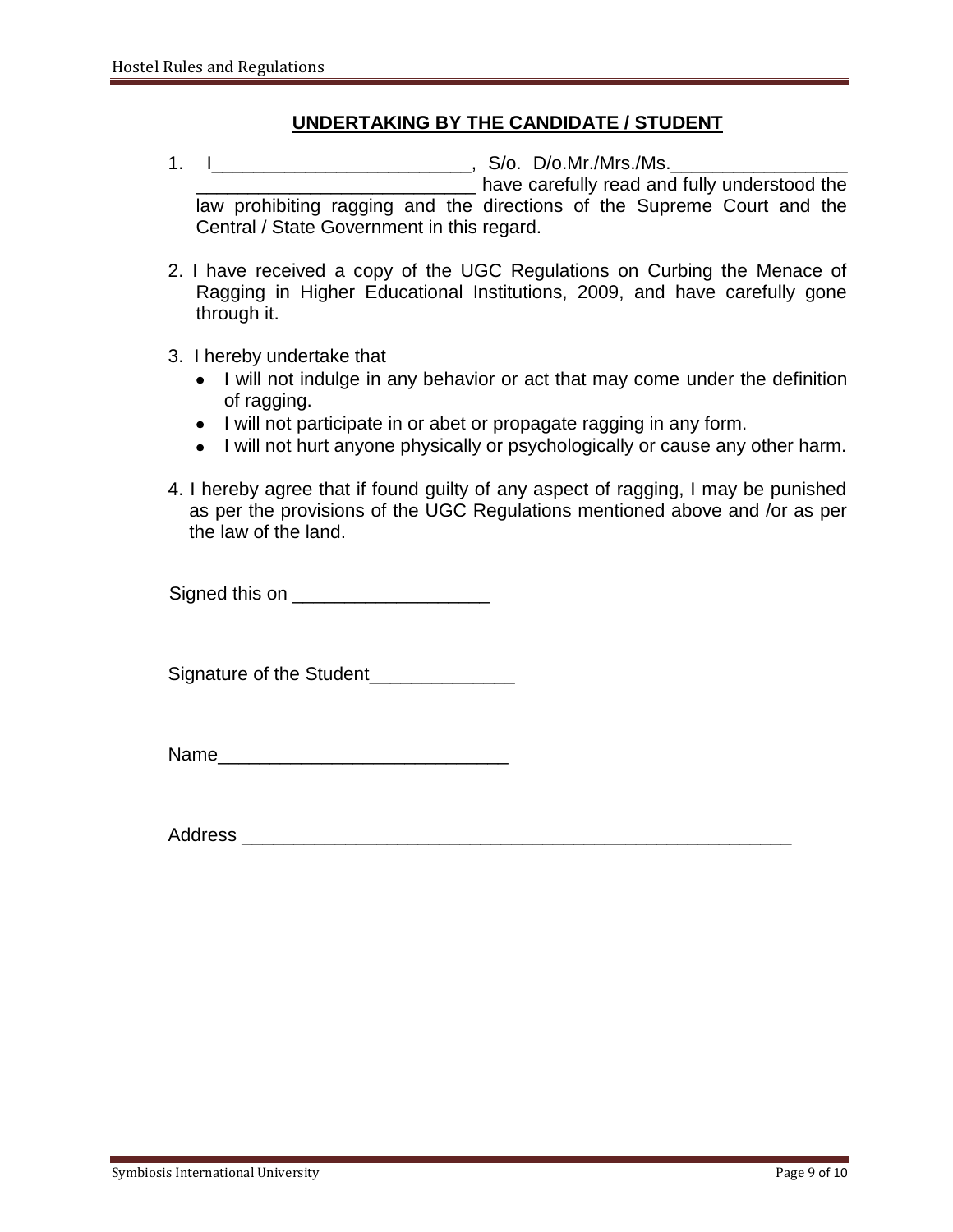## UNDERTAKING BY THE CANDIDATE / STUDENT

1. I_________________________, S/o. D/o.Mr./Mrs./Ms._________________ ___________________________ have carefully read and fully understood the law prohibiting ragging and the directions of the Supreme Court and the Central / State Government in this regard.

2. I have received a copy of the UGC Regulations on Curbing the Menace of Ragging in Higher Educational Institutions, 2009, and have carefully gone through it.

3. I hereby undertake that
   - I will not indulge in any behavior or act that may come under the definition of ragging.
   - I will not participate in or abet or propagate ragging in any form.
   - I will not hurt anyone physically or psychologically or cause any other harm.

4. I hereby agree that if found guilty of any aspect of ragging, I may be punished as per the provisions of the UGC Regulations mentioned above and /or as per the law of the land.

Signed this on ___________________

Signature of the Student______________

Name____________________________

Address ______________________________________________________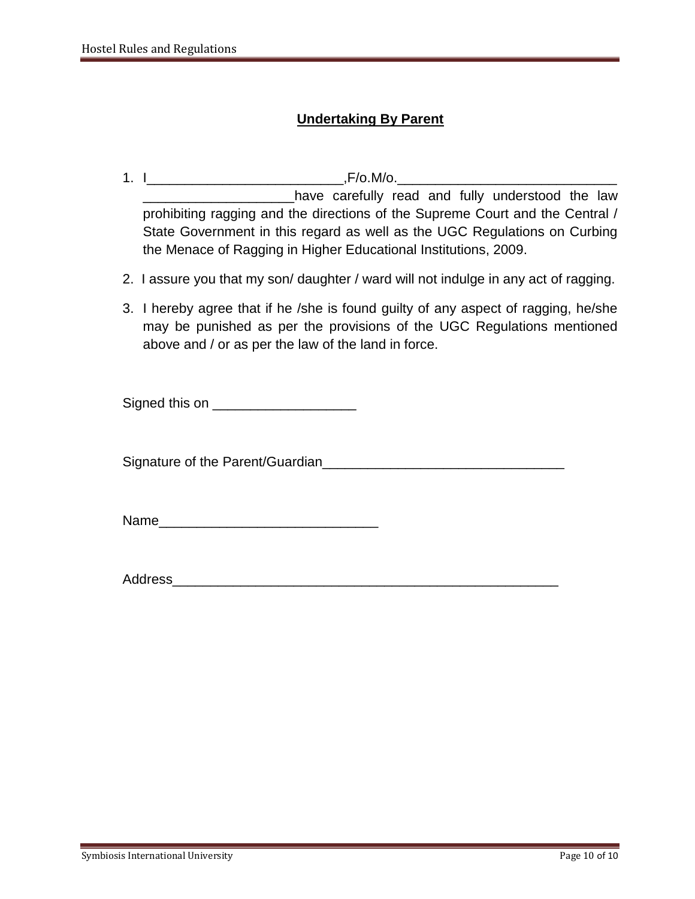**Undertaking By Parent**

1. I_________________________,F/o.M/o.____________________________ ___________________have carefully read and fully understood the law prohibiting ragging and the directions of the Supreme Court and the Central / State Government in this regard as well as the UGC Regulations on Curbing the Menace of Ragging in Higher Educational Institutions, 2009.
2. I assure you that my son/ daughter / ward will not indulge in any act of ragging.
3. I hereby agree that if he /she is found guilty of any aspect of ragging, he/she may be punished as per the provisions of the UGC Regulations mentioned above and / or as per the law of the land in force.

Signed this on __________________

Signature of the Parent/Guardian_______________________________

Name____________________________

Address__________________________________________________